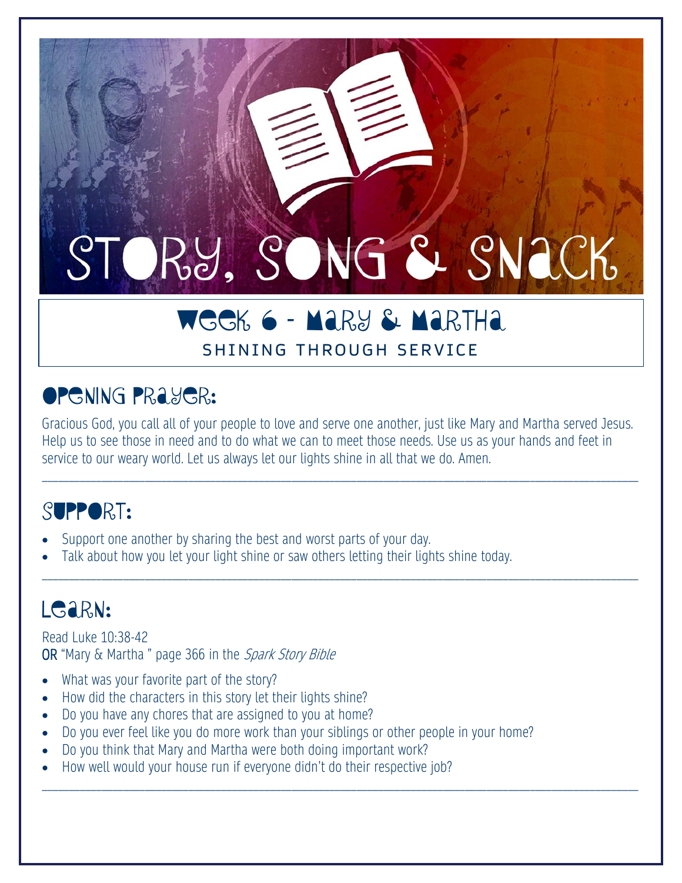# STORY, SONG & SNACK

## Week 6 - Mary & Martha

SHINING THROUGH SERVICE

## Opening Prayer:

Gracious God, you call all of your people to love and serve one another, just like Mary and Martha served Jesus. Help us to see those in need and to do what we can to meet those needs. Use us as your hands and feet in service to our weary world. Let us always let our lights shine in all that we do. Amen.

---

## Support:

- Support one another by sharing the best and worst parts of your day.
- Talk about how you let your light shine or saw others letting their lights shine today.

---

## Learn:

Read Luke 10:38-42
**OR** "Mary & Martha " page 366 in the *Spark Story Bible*

- What was your favorite part of the story?
- How did the characters in this story let their lights shine?
- Do you have any chores that are assigned to you at home?
- Do you ever feel like you do more work than your siblings or other people in your home?
- Do you think that Mary and Martha were both doing important work?
- How well would your house run if everyone didn't do their respective job?

---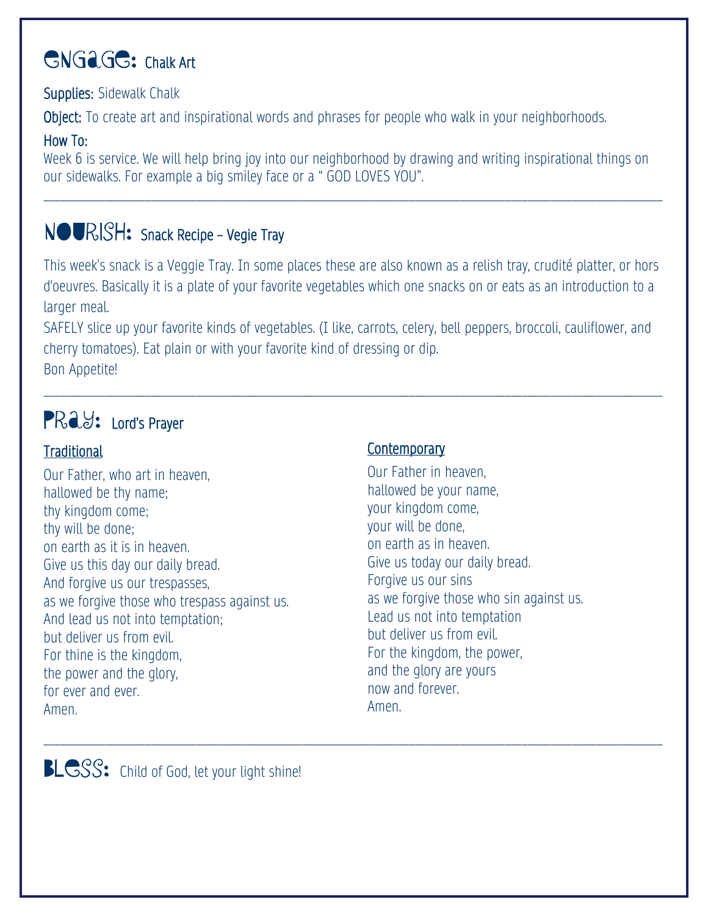## ENGAGE: Chalk Art

**Supplies:** Sidewalk Chalk

**Object:** To create art and inspirational words and phrases for people who walk in your neighborhoods.

**How To:**
Week 6 is service. We will help bring joy into our neighborhood by drawing and writing inspirational things on our sidewalks. For example a big smiley face or a " GOD LOVES YOU".

---

## NOURISH: Snack Recipe – Vegie Tray

This week's snack is a Veggie Tray. In some places these are also known as a relish tray, crudité platter, or hors d'oeuvres. Basically it is a plate of your favorite vegetables which one snacks on or eats as an introduction to a larger meal.

SAFELY slice up your favorite kinds of vegetables. (I like, carrots, celery, bell peppers, broccoli, cauliflower, and cherry tomatoes). Eat plain or with your favorite kind of dressing or dip.

Bon Appetite!

---

## PRAY: Lord's Prayer

**Traditional**

Our Father, who art in heaven,
hallowed be thy name;
thy kingdom come;
thy will be done;
on earth as it is in heaven.
Give us this day our daily bread.
And forgive us our trespasses,
as we forgive those who trespass against us.
And lead us not into temptation;
but deliver us from evil.
For thine is the kingdom,
the power and the glory,
for ever and ever.
Amen.

**Contemporary**

Our Father in heaven,
hallowed be your name,
your kingdom come,
your will be done,
on earth as in heaven.
Give us today our daily bread.
Forgive us our sins
as we forgive those who sin against us.
Lead us not into temptation
but deliver us from evil.
For the kingdom, the power,
and the glory are yours
now and forever.
Amen.

---

## BLESS: Child of God, let your light shine!